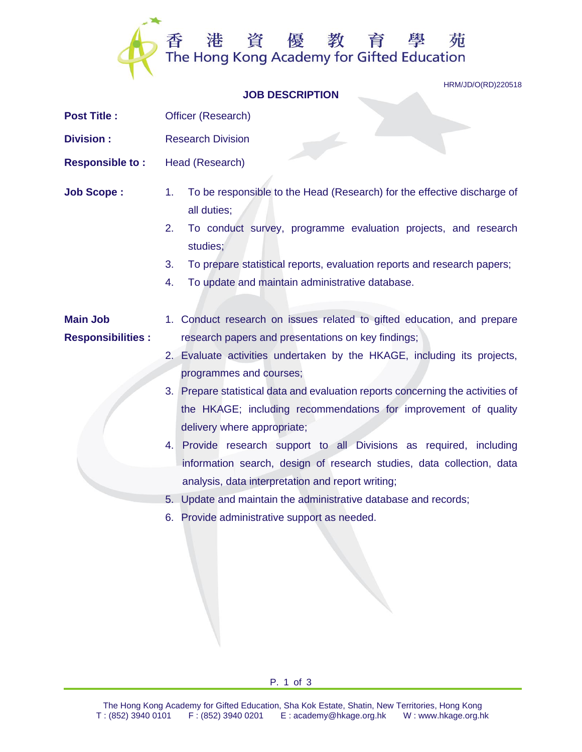香 港 資 優 教 育 學 苑

The Hong Kong Academy for Gifted Education

HRM/JD/O(RD)220518

## JOB DESCRIPTION

**Post Title :** Officer (Research)

**Division :** Research Division

**Responsible to :** Head (Research)

**Job Scope :**

1. To be responsible to the Head (Research) for the effective discharge of all duties;
2. To conduct survey, programme evaluation projects, and research studies;
3. To prepare statistical reports, evaluation reports and research papers;
4. To update and maintain administrative database.

**Main Job Responsibilities :**

1. Conduct research on issues related to gifted education, and prepare research papers and presentations on key findings;
2. Evaluate activities undertaken by the HKAGE, including its projects, programmes and courses;
3. Prepare statistical data and evaluation reports concerning the activities of the HKAGE; including recommendations for improvement of quality delivery where appropriate;
4. Provide research support to all Divisions as required, including information search, design of research studies, data collection, data analysis, data interpretation and report writing;
5. Update and maintain the administrative database and records;
6. Provide administrative support as needed.

The Hong Kong Academy for Gifted Education, Sha Kok Estate, Shatin, New Territories, Hong Kong
T : (852) 3940 0101 F : (852) 3940 0201 E : academy@hkage.org.hk W : www.hkage.org.hk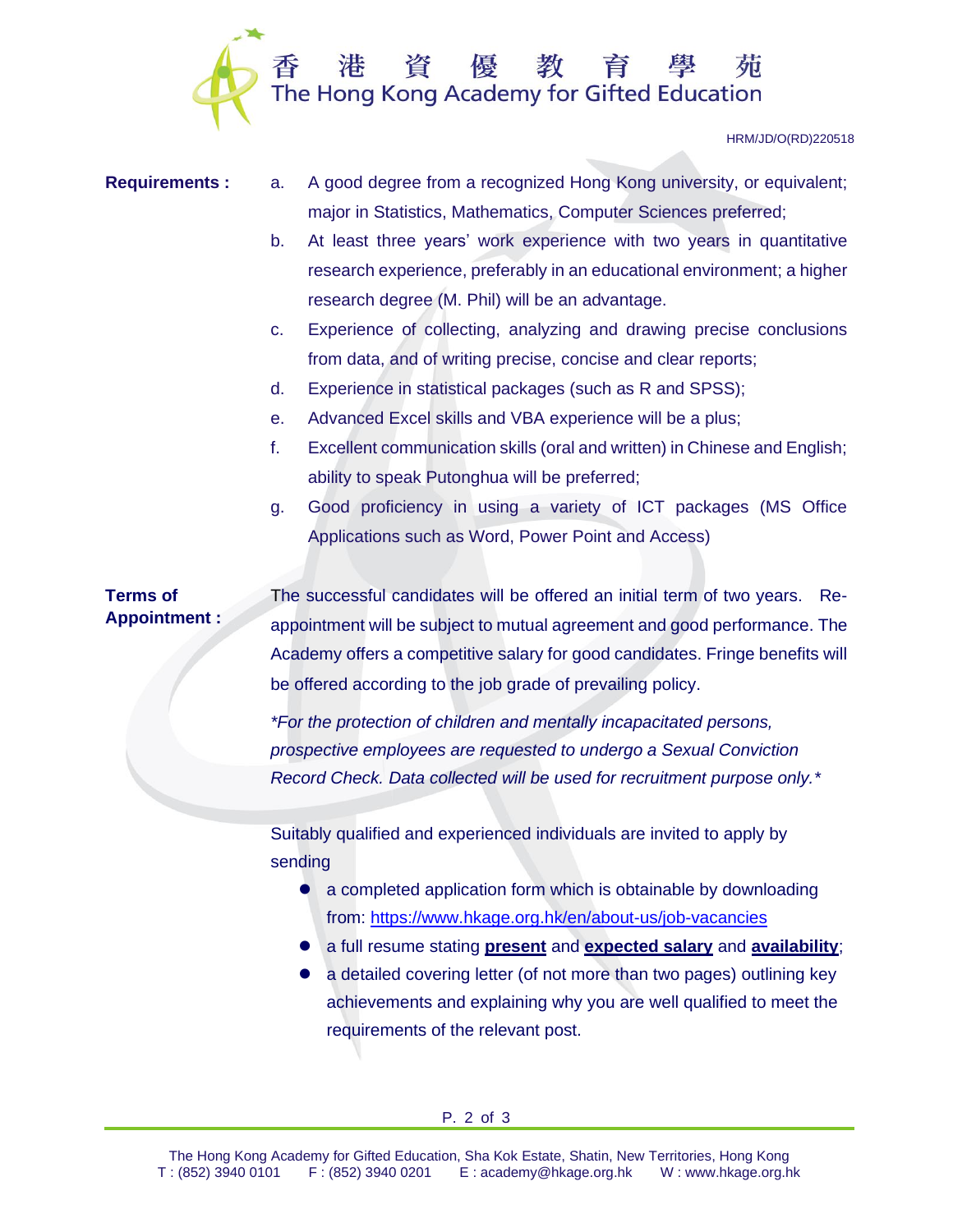HRM/JD/O(RD)220518

**Requirements :**

a. A good degree from a recognized Hong Kong university, or equivalent; major in Statistics, Mathematics, Computer Sciences preferred;

b. At least three years' work experience with two years in quantitative research experience, preferably in an educational environment; a higher research degree (M. Phil) will be an advantage.

c. Experience of collecting, analyzing and drawing precise conclusions from data, and of writing precise, concise and clear reports;

d. Experience in statistical packages (such as R and SPSS);

e. Advanced Excel skills and VBA experience will be a plus;

f. Excellent communication skills (oral and written) in Chinese and English; ability to speak Putonghua will be preferred;

g. Good proficiency in using a variety of ICT packages (MS Office Applications such as Word, Power Point and Access)

**Terms of Appointment :**

The successful candidates will be offered an initial term of two years. Re-appointment will be subject to mutual agreement and good performance. The Academy offers a competitive salary for good candidates. Fringe benefits will be offered according to the job grade of prevailing policy.

*\*For the protection of children and mentally incapacitated persons, prospective employees are requested to undergo a Sexual Conviction Record Check. Data collected will be used for recruitment purpose only.\**

Suitably qualified and experienced individuals are invited to apply by sending

- a completed application form which is obtainable by downloading from: https://www.hkage.org.hk/en/about-us/job-vacancies
- a full resume stating **present** and **expected salary** and **availability**;
- a detailed covering letter (of not more than two pages) outlining key achievements and explaining why you are well qualified to meet the requirements of the relevant post.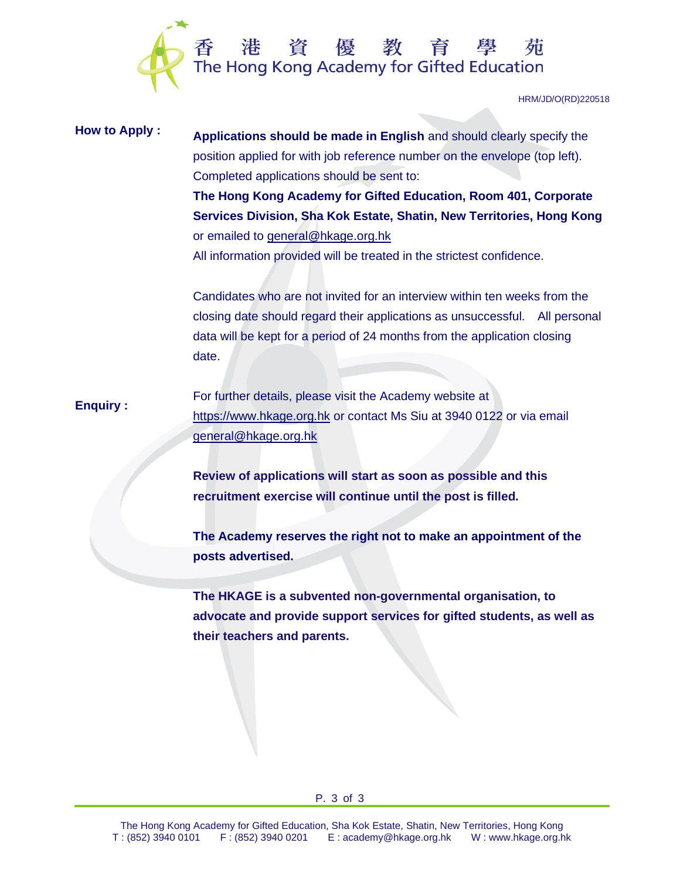**How to Apply :**

**Applications should be made in English** and should clearly specify the position applied for with job reference number on the envelope (top left). Completed applications should be sent to:

**The Hong Kong Academy for Gifted Education, Room 401, Corporate Services Division, Sha Kok Estate, Shatin, New Territories, Hong Kong** or emailed to general@hkage.org.hk

All information provided will be treated in the strictest confidence.

Candidates who are not invited for an interview within ten weeks from the closing date should regard their applications as unsuccessful. All personal data will be kept for a period of 24 months from the application closing date.

**Enquiry :**

For further details, please visit the Academy website at https://www.hkage.org.hk or contact Ms Siu at 3940 0122 or via email general@hkage.org.hk

**Review of applications will start as soon as possible and this recruitment exercise will continue until the post is filled.**

**The Academy reserves the right not to make an appointment of the posts advertised.**

**The HKAGE is a subvented non-governmental organisation, to advocate and provide support services for gifted students, as well as their teachers and parents.**